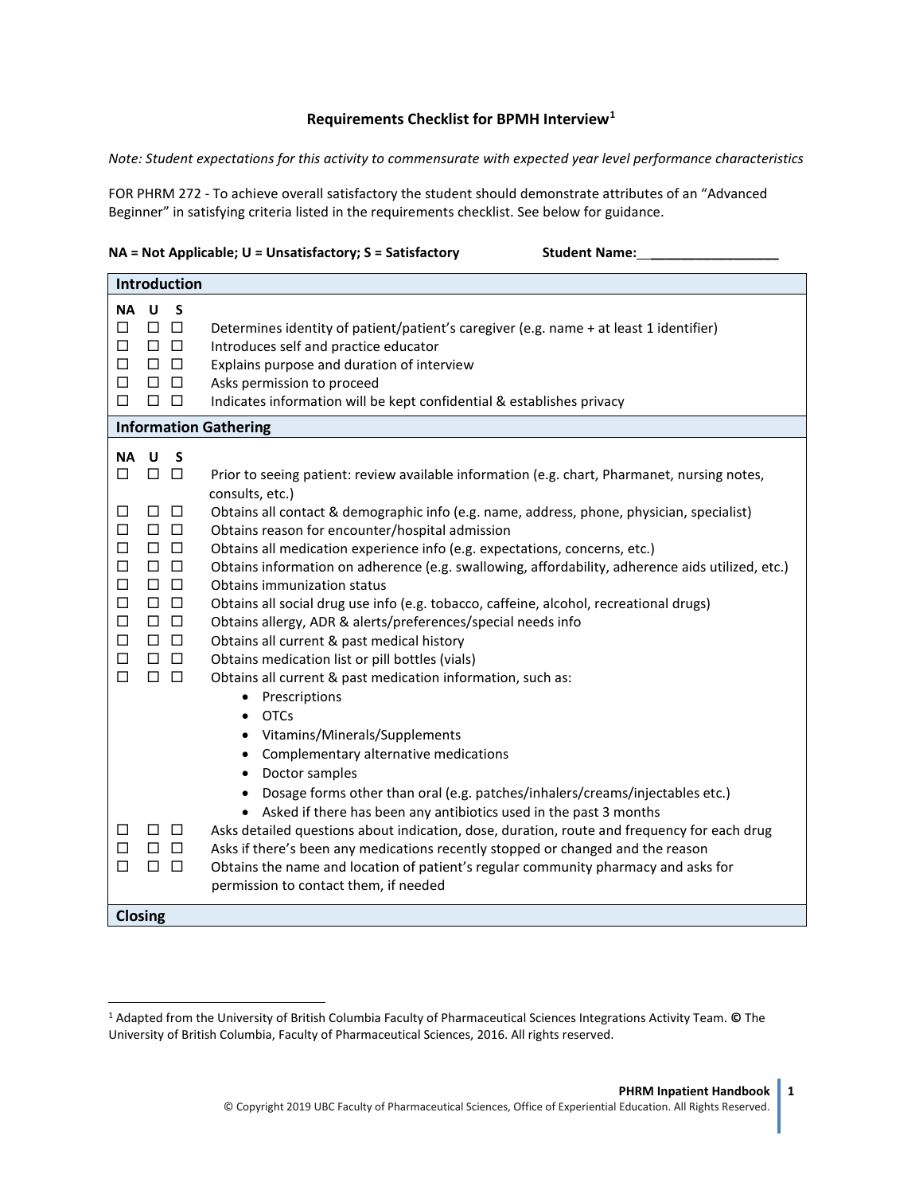# Requirements Checklist for BPMH Interview[1]

*Note: Student expectations for this activity to commensurate with expected year level performance characteristics*

FOR PHRM 272 - To achieve overall satisfactory the student should demonstrate attributes of an "Advanced Beginner" in satisfying criteria listed in the requirements checklist. See below for guidance.

**NA = Not Applicable; U = Unsatisfactory; S = Satisfactory** **Student Name:\_\_\_\_\_\_\_\_\_\_\_\_\_\_\_\_\_\_**

| **Introduction** | | | |
|---|---|---|---|
| **NA** | **U** | **S** | |
| ☐ | ☐ | ☐ | Determines identity of patient/patient's caregiver (e.g. name + at least 1 identifier) |
| ☐ | ☐ | ☐ | Introduces self and practice educator |
| ☐ | ☐ | ☐ | Explains purpose and duration of interview |
| ☐ | ☐ | ☐ | Asks permission to proceed |
| ☐ | ☐ | ☐ | Indicates information will be kept confidential & establishes privacy |
| **Information Gathering** | | | |
| **NA** | **U** | **S** | |
| ☐ | ☐ | ☐ | Prior to seeing patient: review available information (e.g. chart, Pharmanet, nursing notes, consults, etc.) |
| ☐ | ☐ | ☐ | Obtains all contact & demographic info (e.g. name, address, phone, physician, specialist) |
| ☐ | ☐ | ☐ | Obtains reason for encounter/hospital admission |
| ☐ | ☐ | ☐ | Obtains all medication experience info (e.g. expectations, concerns, etc.) |
| ☐ | ☐ | ☐ | Obtains information on adherence (e.g. swallowing, affordability, adherence aids utilized, etc.) |
| ☐ | ☐ | ☐ | Obtains immunization status |
| ☐ | ☐ | ☐ | Obtains all social drug use info (e.g. tobacco, caffeine, alcohol, recreational drugs) |
| ☐ | ☐ | ☐ | Obtains allergy, ADR & alerts/preferences/special needs info |
| ☐ | ☐ | ☐ | Obtains all current & past medical history |
| ☐ | ☐ | ☐ | Obtains medication list or pill bottles (vials) |
| ☐ | ☐ | ☐ | Obtains all current & past medication information, such as:<br>• Prescriptions<br>• OTCs<br>• Vitamins/Minerals/Supplements<br>• Complementary alternative medications<br>• Doctor samples<br>• Dosage forms other than oral (e.g. patches/inhalers/creams/injectables etc.)<br>• Asked if there has been any antibiotics used in the past 3 months |
| ☐ | ☐ | ☐ | Asks detailed questions about indication, dose, duration, route and frequency for each drug |
| ☐ | ☐ | ☐ | Asks if there's been any medications recently stopped or changed and the reason |
| ☐ | ☐ | ☐ | Obtains the name and location of patient's regular community pharmacy and asks for permission to contact them, if needed |
| **Closing** | | | |

[1] Adapted from the University of British Columbia Faculty of Pharmaceutical Sciences Integrations Activity Team. © The University of British Columbia, Faculty of Pharmaceutical Sciences, 2016. All rights reserved.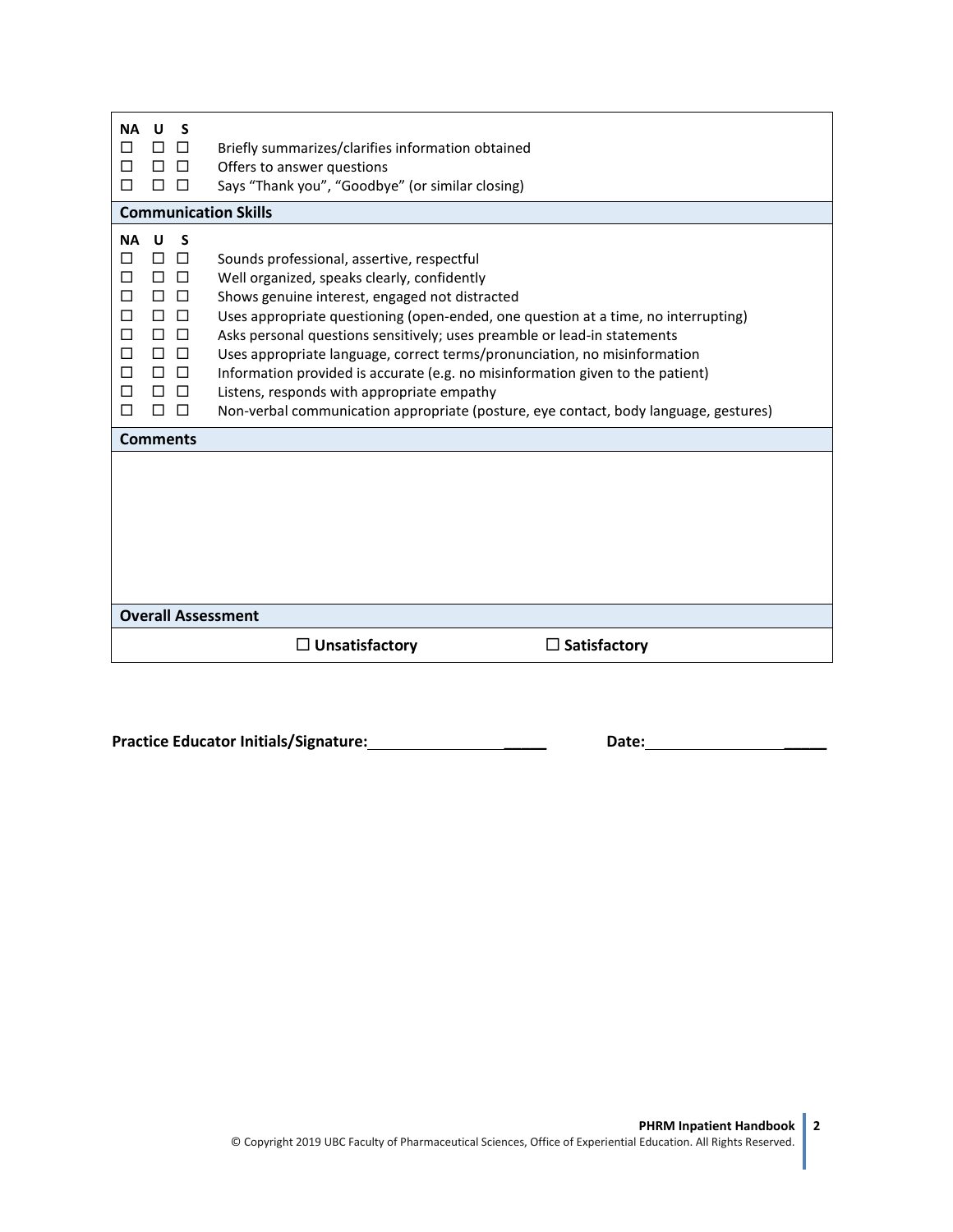| NA | U | S | |
|---|---|---|---|
| ☐ | ☐ | ☐ | Briefly summarizes/clarifies information obtained |
| ☐ | ☐ | ☐ | Offers to answer questions |
| ☐ | ☐ | ☐ | Says "Thank you", "Goodbye" (or similar closing) |

## Communication Skills

| NA | U | S | |
|---|---|---|---|
| ☐ | ☐ | ☐ | Sounds professional, assertive, respectful |
| ☐ | ☐ | ☐ | Well organized, speaks clearly, confidently |
| ☐ | ☐ | ☐ | Shows genuine interest, engaged not distracted |
| ☐ | ☐ | ☐ | Uses appropriate questioning (open-ended, one question at a time, no interrupting) |
| ☐ | ☐ | ☐ | Asks personal questions sensitively; uses preamble or lead-in statements |
| ☐ | ☐ | ☐ | Uses appropriate language, correct terms/pronunciation, no misinformation |
| ☐ | ☐ | ☐ | Information provided is accurate (e.g. no misinformation given to the patient) |
| ☐ | ☐ | ☐ | Listens, responds with appropriate empathy |
| ☐ | ☐ | ☐ | Non-verbal communication appropriate (posture, eye contact, body language, gestures) |

## Comments

## Overall Assessment

☐ **Unsatisfactory** ☐ **Satisfactory**

**Practice Educator Initials/Signature:**______________________ **Date:**______________________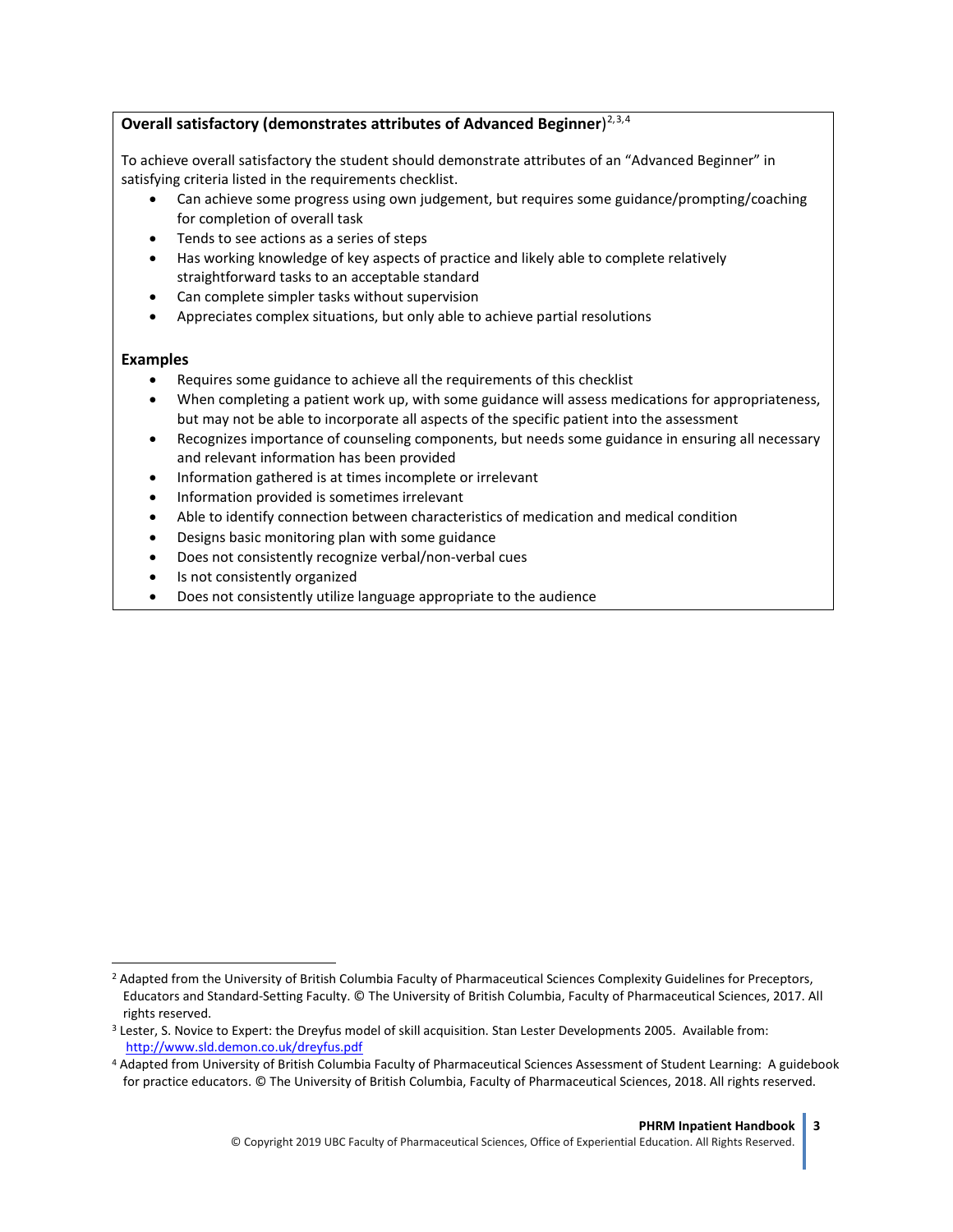**Overall satisfactory (demonstrates attributes of Advanced Beginner)**[2,3,4]

To achieve overall satisfactory the student should demonstrate attributes of an "Advanced Beginner" in satisfying criteria listed in the requirements checklist.

- Can achieve some progress using own judgement, but requires some guidance/prompting/coaching for completion of overall task
- Tends to see actions as a series of steps
- Has working knowledge of key aspects of practice and likely able to complete relatively straightforward tasks to an acceptable standard
- Can complete simpler tasks without supervision
- Appreciates complex situations, but only able to achieve partial resolutions

**Examples**

- Requires some guidance to achieve all the requirements of this checklist
- When completing a patient work up, with some guidance will assess medications for appropriateness, but may not be able to incorporate all aspects of the specific patient into the assessment
- Recognizes importance of counseling components, but needs some guidance in ensuring all necessary and relevant information has been provided
- Information gathered is at times incomplete or irrelevant
- Information provided is sometimes irrelevant
- Able to identify connection between characteristics of medication and medical condition
- Designs basic monitoring plan with some guidance
- Does not consistently recognize verbal/non-verbal cues
- Is not consistently organized
- Does not consistently utilize language appropriate to the audience

---

[2] Adapted from the University of British Columbia Faculty of Pharmaceutical Sciences Complexity Guidelines for Preceptors, Educators and Standard-Setting Faculty. © The University of British Columbia, Faculty of Pharmaceutical Sciences, 2017. All rights reserved.

[3] Lester, S. Novice to Expert: the Dreyfus model of skill acquisition. Stan Lester Developments 2005. Available from: http://www.sld.demon.co.uk/dreyfus.pdf

[4] Adapted from University of British Columbia Faculty of Pharmaceutical Sciences Assessment of Student Learning: A guidebook for practice educators. © The University of British Columbia, Faculty of Pharmaceutical Sciences, 2018. All rights reserved.